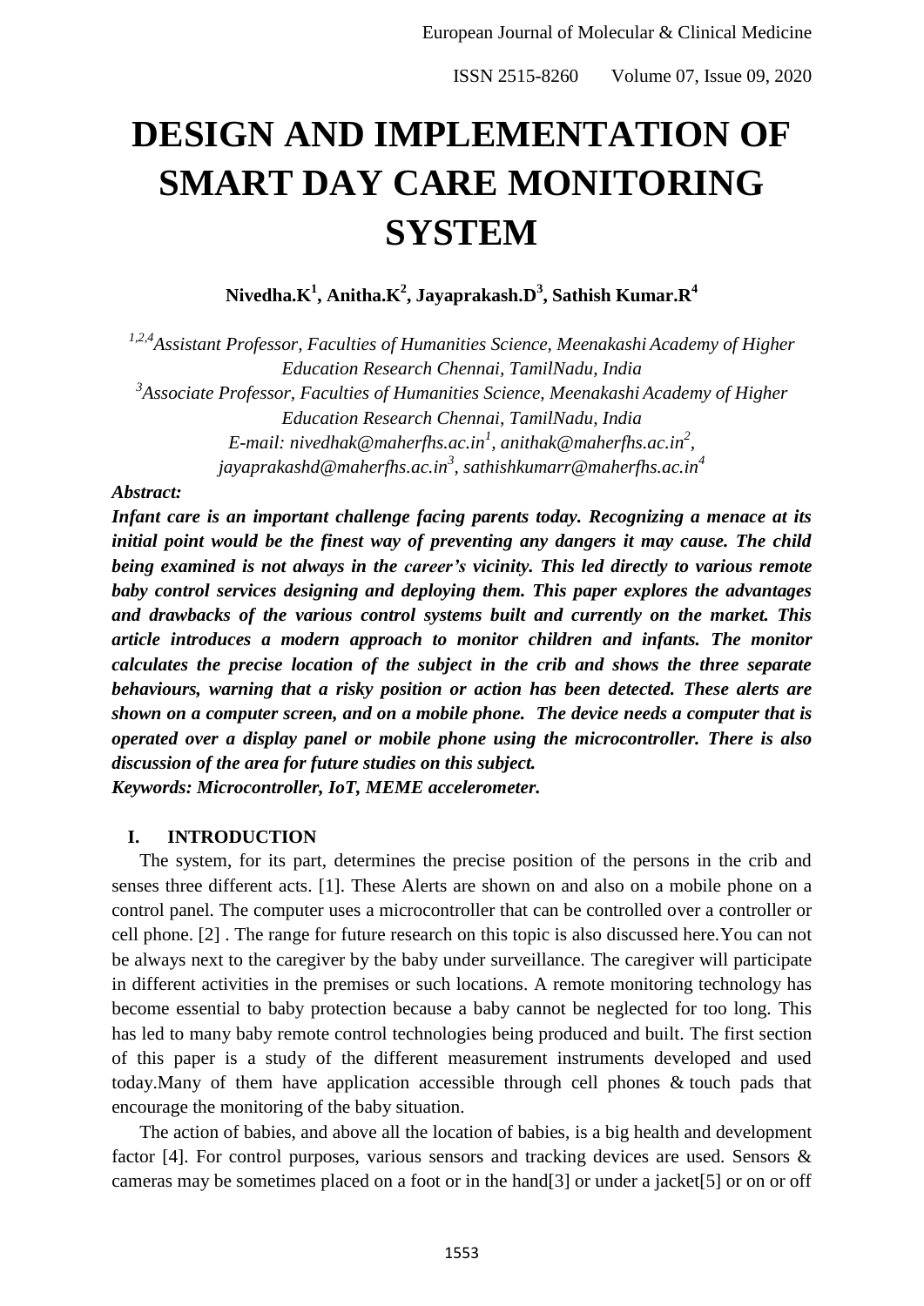# DESIGN AND IMPLEMENTATION OF SMART DAY CARE MONITORING SYSTEM

**Nivedha.K[1], Anitha.K[2], Jayaprakash.D[3], Sathish Kumar.R[4]**

*[1,2,4]Assistant Professor, Faculties of Humanities Science, Meenakashi Academy of Higher Education Research Chennai, TamilNadu, India*
*[3]Associate Professor, Faculties of Humanities Science, Meenakashi Academy of Higher Education Research Chennai, TamilNadu, India*
*E-mail: nivedhak@maherfhs.ac.in[1], anithak@maherfhs.ac.in[2], jayaprakashd@maherfhs.ac.in[3], sathishkumarr@maherfhs.ac.in[4]*

***Abstract:***

***Infant care is an important challenge facing parents today. Recognizing a menace at its initial point would be the finest way of preventing any dangers it may cause. The child being examined is not always in the career's vicinity. This led directly to various remote baby control services designing and deploying them. This paper explores the advantages and drawbacks of the various control systems built and currently on the market. This article introduces a modern approach to monitor children and infants. The monitor calculates the precise location of the subject in the crib and shows the three separate behaviours, warning that a risky position or action has been detected. These alerts are shown on a computer screen, and on a mobile phone. The device needs a computer that is operated over a display panel or mobile phone using the microcontroller. There is also discussion of the area for future studies on this subject.***

***Keywords: Microcontroller, IoT, MEME accelerometer.***

## I. INTRODUCTION

The system, for its part, determines the precise position of the persons in the crib and senses three different acts. [1]. These Alerts are shown on and also on a mobile phone on a control panel. The computer uses a microcontroller that can be controlled over a controller or cell phone. [2] . The range for future research on this topic is also discussed here.You can not be always next to the caregiver by the baby under surveillance. The caregiver will participate in different activities in the premises or such locations. A remote monitoring technology has become essential to baby protection because a baby cannot be neglected for too long. This has led to many baby remote control technologies being produced and built. The first section of this paper is a study of the different measurement instruments developed and used today.Many of them have application accessible through cell phones & touch pads that encourage the monitoring of the baby situation.

The action of babies, and above all the location of babies, is a big health and development factor [4]. For control purposes, various sensors and tracking devices are used. Sensors & cameras may be sometimes placed on a foot or in the hand[3] or under a jacket[5] or on or off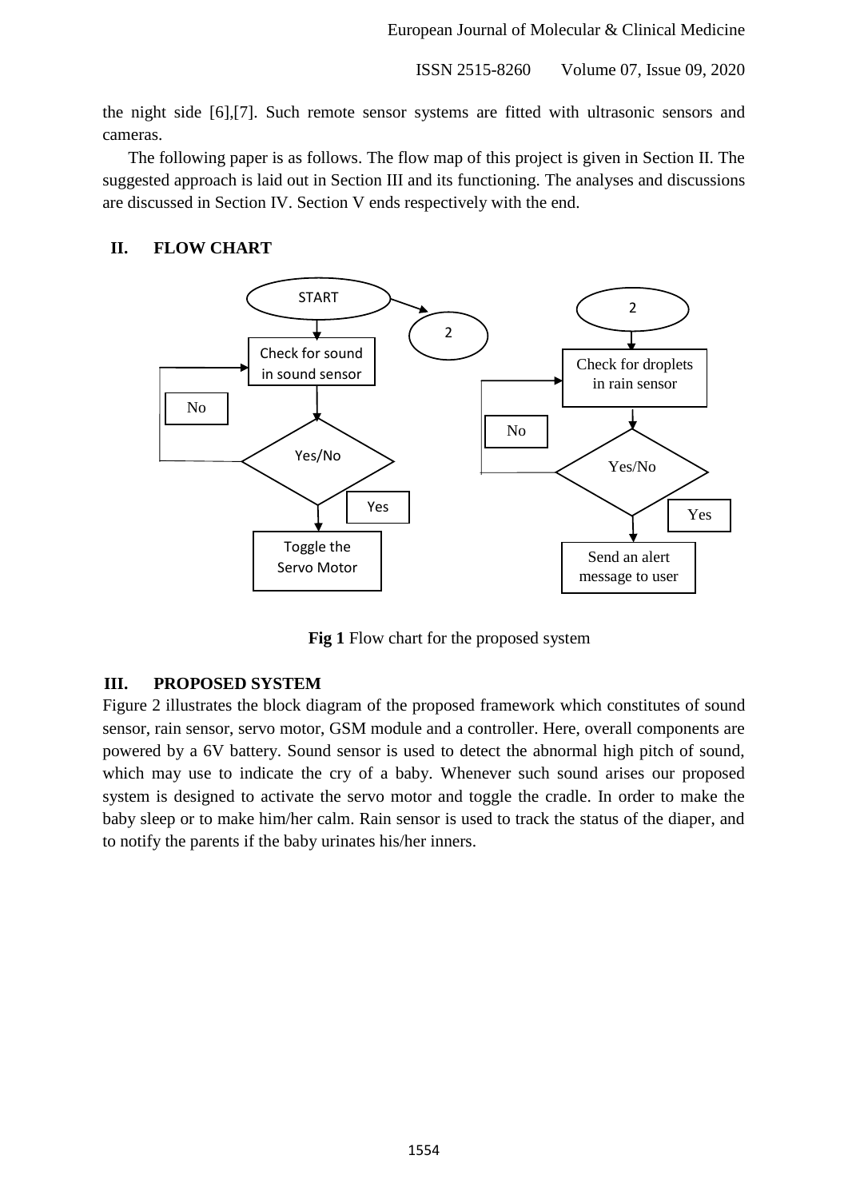the night side [6],[7]. Such remote sensor systems are fitted with ultrasonic sensors and cameras.

The following paper is as follows. The flow map of this project is given in Section II. The suggested approach is laid out in Section III and its functioning. The analyses and discussions are discussed in Section IV. Section V ends respectively with the end.

## II. FLOW CHART

**Fig 1** Flow chart for the proposed system

## III. PROPOSED SYSTEM

Figure 2 illustrates the block diagram of the proposed framework which constitutes of sound sensor, rain sensor, servo motor, GSM module and a controller. Here, overall components are powered by a 6V battery. Sound sensor is used to detect the abnormal high pitch of sound, which may use to indicate the cry of a baby. Whenever such sound arises our proposed system is designed to activate the servo motor and toggle the cradle. In order to make the baby sleep or to make him/her calm. Rain sensor is used to track the status of the diaper, and to notify the parents if the baby urinates his/her inners.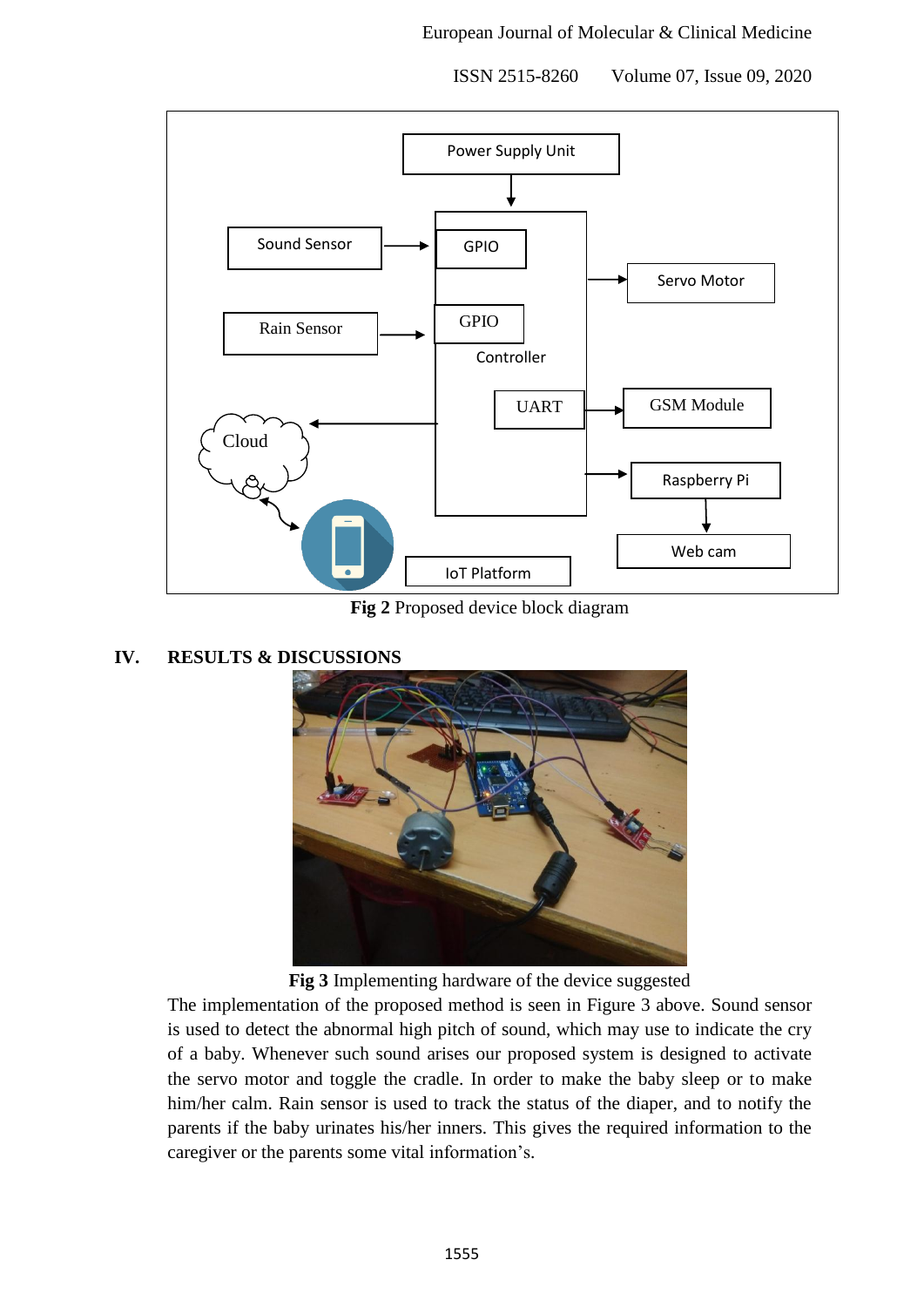Fig 2 Proposed device block diagram

## IV. RESULTS & DISCUSSIONS

**Fig 3** Implementing hardware of the device suggested

The implementation of the proposed method is seen in Figure 3 above. Sound sensor is used to detect the abnormal high pitch of sound, which may use to indicate the cry of a baby. Whenever such sound arises our proposed system is designed to activate the servo motor and toggle the cradle. In order to make the baby sleep or to make him/her calm. Rain sensor is used to track the status of the diaper, and to notify the parents if the baby urinates his/her inners. This gives the required information to the caregiver or the parents some vital information's.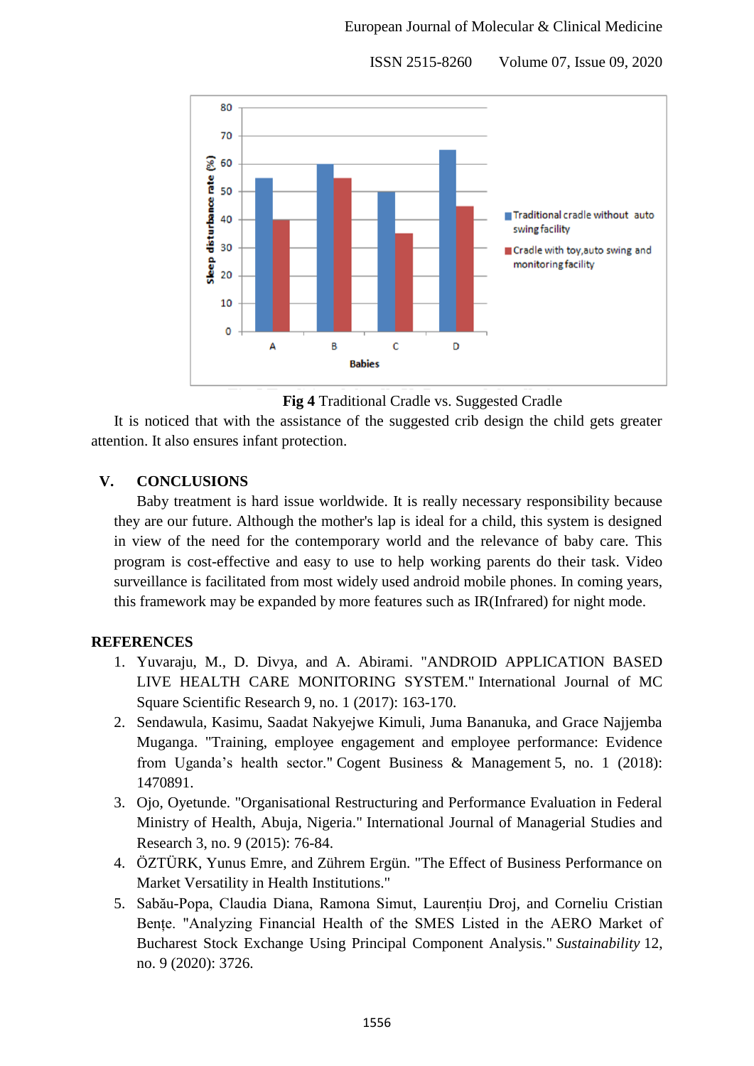**Fig 4** Traditional Cradle vs. Suggested Cradle

It is noticed that with the assistance of the suggested crib design the child gets greater attention. It also ensures infant protection.

## V. CONCLUSIONS

Baby treatment is hard issue worldwide. It is really necessary responsibility because they are our future. Although the mother's lap is ideal for a child, this system is designed in view of the need for the contemporary world and the relevance of baby care. This program is cost-effective and easy to use to help working parents do their task. Video surveillance is facilitated from most widely used android mobile phones. In coming years, this framework may be expanded by more features such as IR(Infrared) for night mode.

## REFERENCES

1. Yuvaraju, M., D. Divya, and A. Abirami. "ANDROID APPLICATION BASED LIVE HEALTH CARE MONITORING SYSTEM." International Journal of MC Square Scientific Research 9, no. 1 (2017): 163-170.
2. Sendawula, Kasimu, Saadat Nakyejwe Kimuli, Juma Bananuka, and Grace Najjemba Muganga. "Training, employee engagement and employee performance: Evidence from Uganda's health sector." Cogent Business & Management 5, no. 1 (2018): 1470891.
3. Ojo, Oyetunde. "Organisational Restructuring and Performance Evaluation in Federal Ministry of Health, Abuja, Nigeria." International Journal of Managerial Studies and Research 3, no. 9 (2015): 76-84.
4. ÖZTÜRK, Yunus Emre, and Zührem Ergün. "The Effect of Business Performance on Market Versatility in Health Institutions."
5. Sabău-Popa, Claudia Diana, Ramona Simut, Laurențiu Droj, and Corneliu Cristian Bențe. "Analyzing Financial Health of the SMES Listed in the AERO Market of Bucharest Stock Exchange Using Principal Component Analysis." *Sustainability* 12, no. 9 (2020): 3726.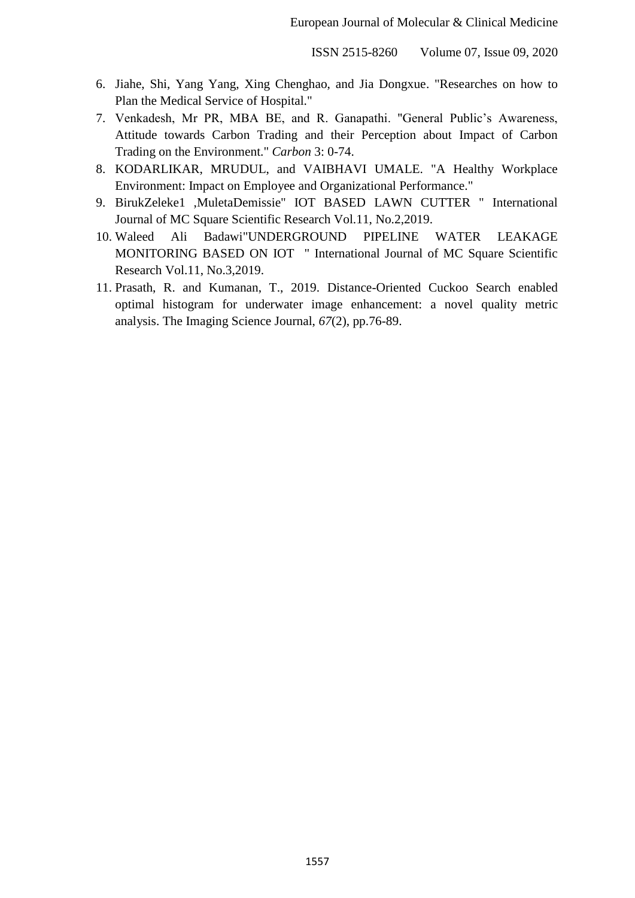6. Jiahe, Shi, Yang Yang, Xing Chenghao, and Jia Dongxue. "Researches on how to Plan the Medical Service of Hospital."
7. Venkadesh, Mr PR, MBA BE, and R. Ganapathi. "General Public's Awareness, Attitude towards Carbon Trading and their Perception about Impact of Carbon Trading on the Environment." *Carbon* 3: 0-74.
8. KODARLIKAR, MRUDUL, and VAIBHAVI UMALE. "A Healthy Workplace Environment: Impact on Employee and Organizational Performance."
9. BirukZeleke1 ,MuletaDemissie" IOT BASED LAWN CUTTER " International Journal of MC Square Scientific Research Vol.11, No.2,2019.
10. Waleed Ali Badawi"UNDERGROUND PIPELINE WATER LEAKAGE MONITORING BASED ON IOT " International Journal of MC Square Scientific Research Vol.11, No.3,2019.
11. Prasath, R. and Kumanan, T., 2019. Distance-Oriented Cuckoo Search enabled optimal histogram for underwater image enhancement: a novel quality metric analysis. The Imaging Science Journal, *67*(2), pp.76-89.